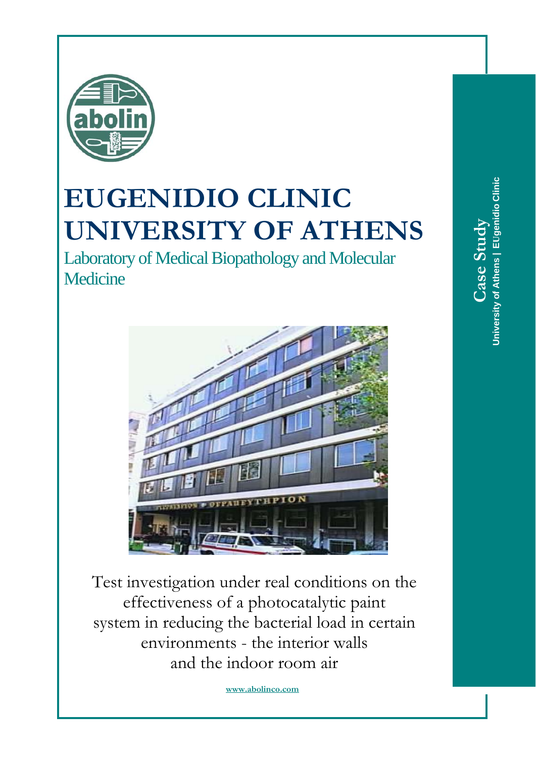# EUGENIDIO CLINIC UNIVERSITY OF ATHENS

## Laboratory of Medical Biopathology and Molecular Medicine

Test investigation under real conditions on the effectiveness of a photocatalytic paint system in reducing the bacterial load in certain environments - the interior walls and the indoor room air

www.abolinco.com

**Case Study**
**University of Athens | EUgenidio Clinic**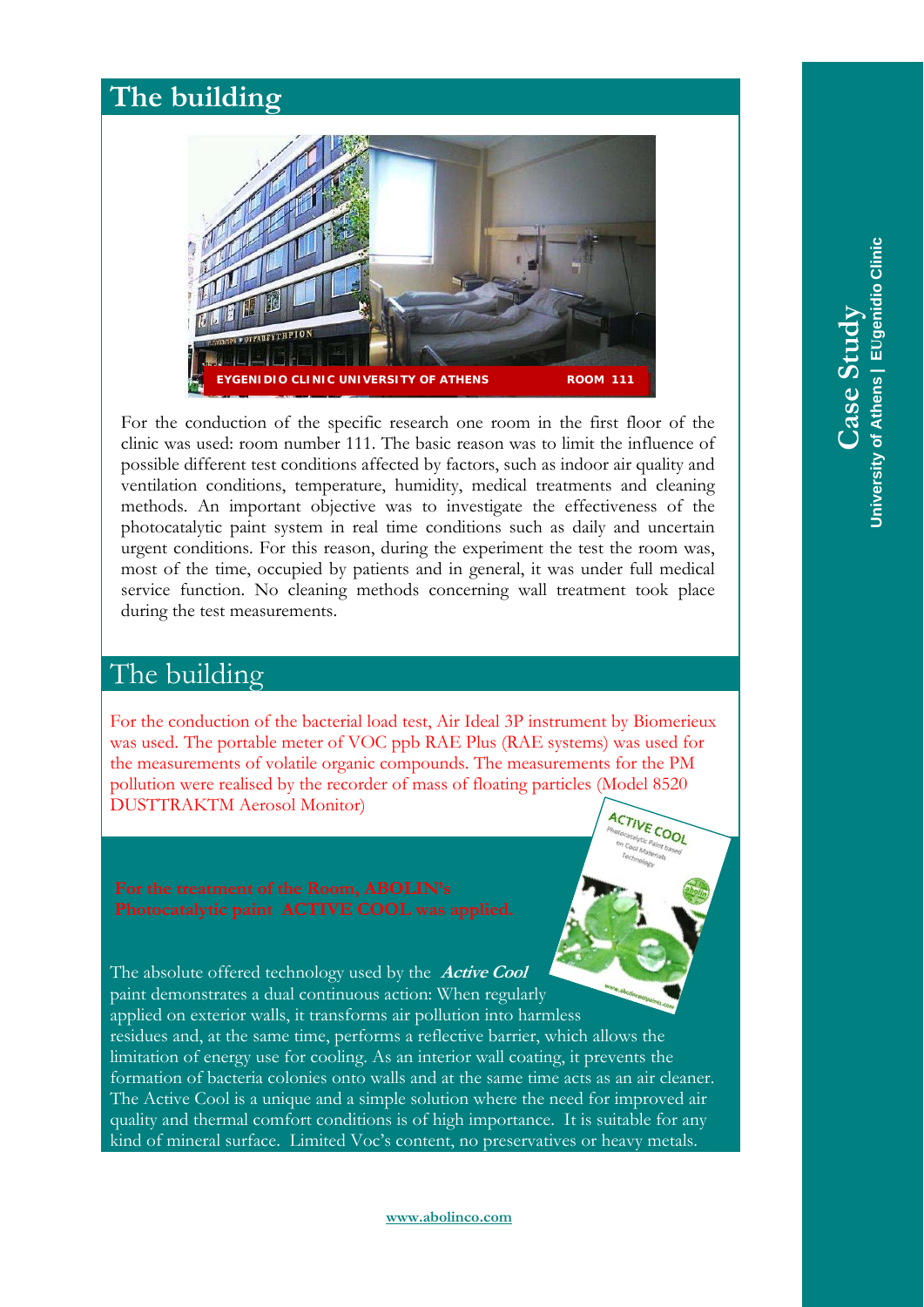## The building

EYGENIDIO CLINIC UNIVERSITY OF ATHENS ROOM 111

For the conduction of the specific research one room in the first floor of the clinic was used: room number 111. The basic reason was to limit the influence of possible different test conditions affected by factors, such as indoor air quality and ventilation conditions, temperature, humidity, medical treatments and cleaning methods. An important objective was to investigate the effectiveness of the photocatalytic paint system in real time conditions such as daily and uncertain urgent conditions. For this reason, during the experiment the test the room was, most of the time, occupied by patients and in general, it was under full medical service function. No cleaning methods concerning wall treatment took place during the test measurements.

## The building

For the conduction of the bacterial load test, Air Ideal 3P instrument by Biomerieux was used. The portable meter of VOC ppb RAE Plus (RAE systems) was used for the measurements of volatile organic compounds. The measurements for the PM pollution were realised by the recorder of mass of floating particles (Model 8520 DUSTTRAKTM Aerosol Monitor)

**For the treatment of the Room, ABOLIN's Photocatalytic paint ACTIVE COOL was applied.**

The absolute offered technology used by the ***Active Cool*** paint demonstrates a dual continuous action: When regularly applied on exterior walls, it transforms air pollution into harmless residues and, at the same time, performs a reflective barrier, which allows the limitation of energy use for cooling. As an interior wall coating, it prevents the formation of bacteria colonies onto walls and at the same time acts as an air cleaner. The Active Cool is a unique and a simple solution where the need for improved air quality and thermal comfort conditions is of high importance. It is suitable for any kind of mineral surface. Limited Voc's content, no preservatives or heavy metals.

www.abolinco.com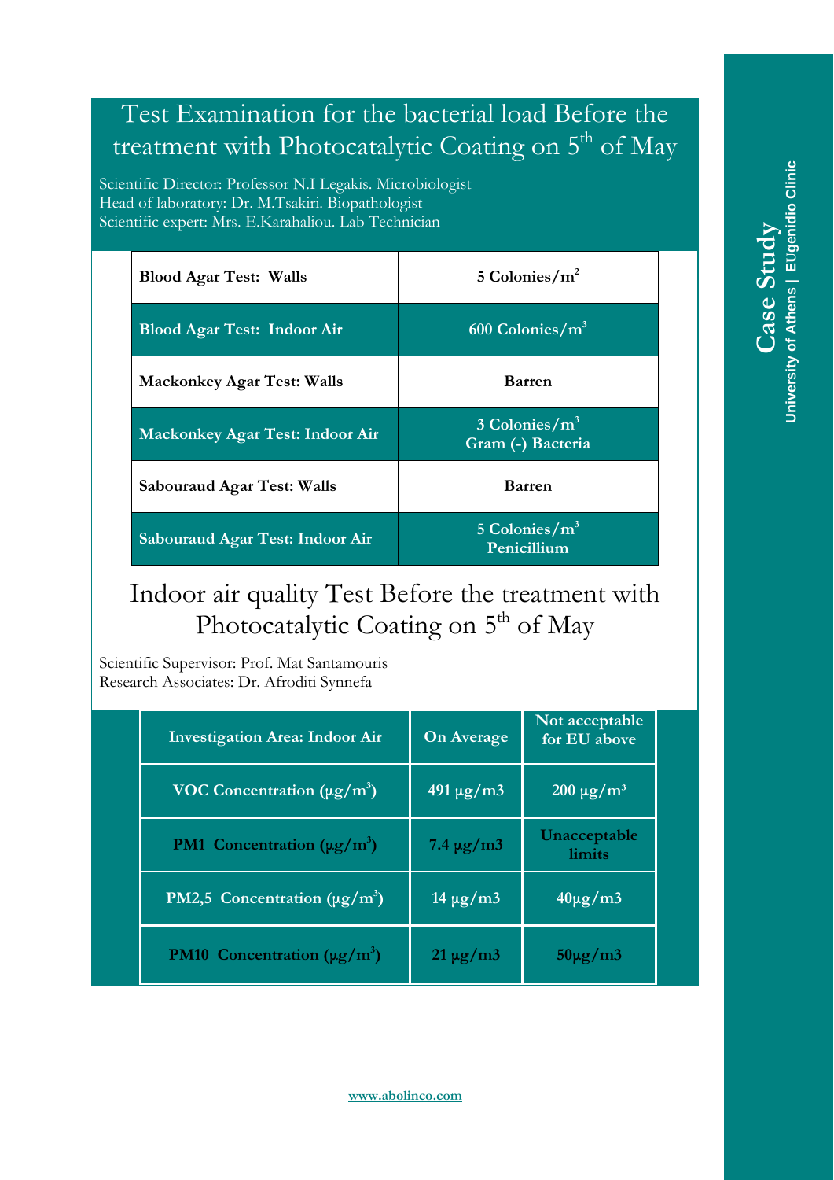# Test Examination for the bacterial load Before the treatment with Photocatalytic Coating on 5th of May

Scientific Director: Professor N.I Legakis. Microbiologist
Head of laboratory: Dr. M.Tsakiri. Biopathologist
Scientific expert: Mrs. E.Karahaliou. Lab Technician

| | |
|---|---|
| **Blood Agar Test: Walls** | **5 Colonies/$m^2$** |
| **Blood Agar Test: Indoor Air** | **600 Colonies/$m^3$** |
| **Mackonkey Agar Test: Walls** | **Barren** |
| **Mackonkey Agar Test: Indoor Air** | **3 Colonies/$m^3$ Gram (-) Bacteria** |
| **Sabouraud Agar Test: Walls** | **Barren** |
| **Sabouraud Agar Test: Indoor Air** | **5 Colonies/$m^3$ Penicillium** |

# Indoor air quality Test Before the treatment with Photocatalytic Coating on 5th of May

Scientific Supervisor: Prof. Mat Santamouris
Research Associates: Dr. Afroditi Synnefa

| Investigation Area: Indoor Air | On Average | Not acceptable for EU above |
|---|---|---|
| **VOC Concentration (μg/$m^3$)** | **491 μg/m3** | **200 μg/m³** |
| **PM1 Concentration (μg/$m^3$)** | **7.4 μg/m3** | **Unacceptable limits** |
| **PM2,5 Concentration (μg/$m^3$)** | **14 μg/m3** | **40μg/m3** |
| **PM10 Concentration (μg/$m^3$)** | **21 μg/m3** | **50μg/m3** |

www.abolinco.com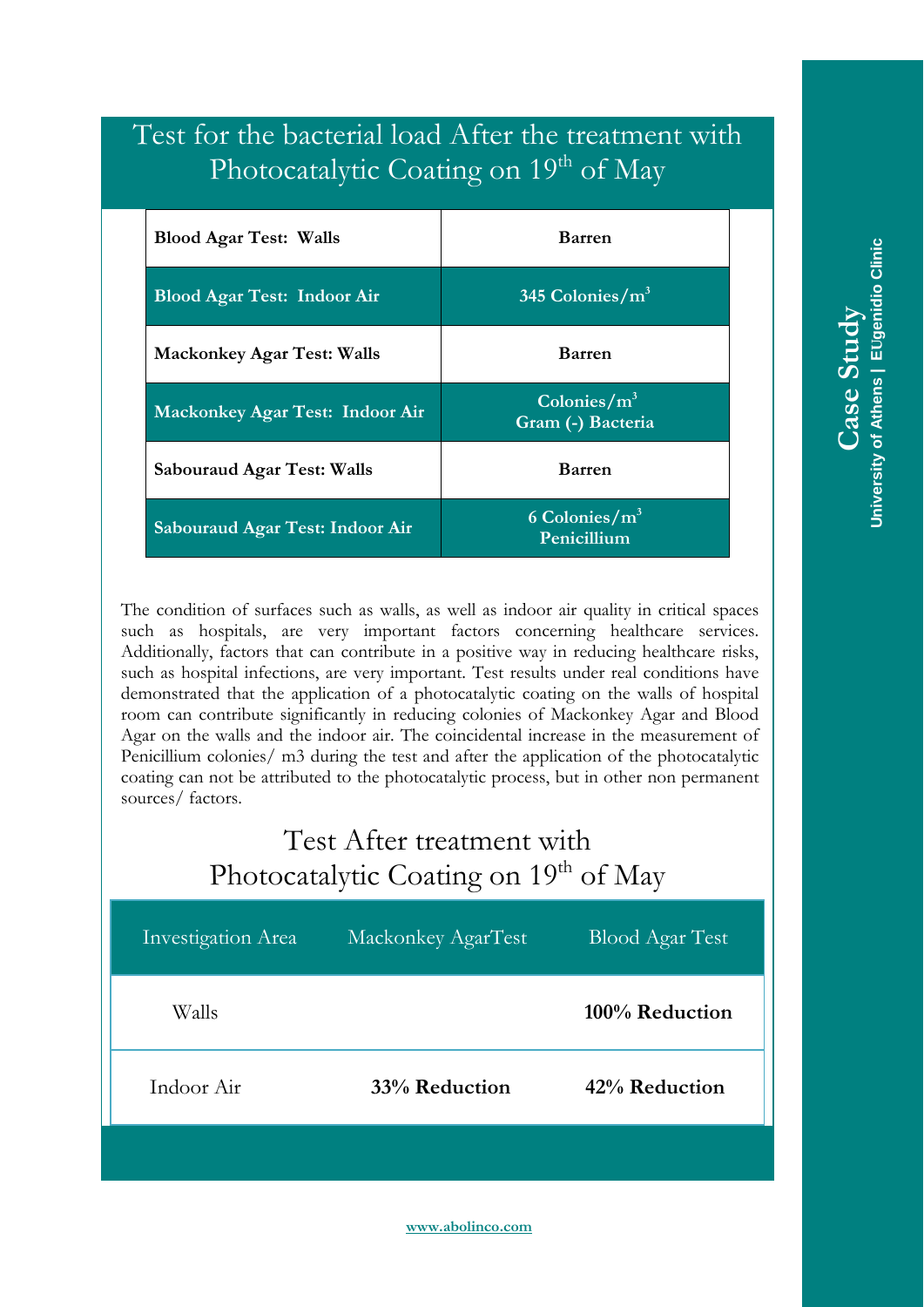## Test for the bacterial load After the treatment with Photocatalytic Coating on 19th of May

| Test | Result |
|---|---|
| **Blood Agar Test: Walls** | **Barren** |
| **Blood Agar Test: Indoor Air** | **345 Colonies/$m^3$** |
| **Mackonkey Agar Test: Walls** | **Barren** |
| **Mackonkey Agar Test: Indoor Air** | **Colonies/$m^3$ Gram (-) Bacteria** |
| **Sabouraud Agar Test: Walls** | **Barren** |
| **Sabouraud Agar Test: Indoor Air** | **6 Colonies/$m^3$ Penicillium** |

The condition of surfaces such as walls, as well as indoor air quality in critical spaces such as hospitals, are very important factors concerning healthcare services. Additionally, factors that can contribute in a positive way in reducing healthcare risks, such as hospital infections, are very important. Test results under real conditions have demonstrated that the application of a photocatalytic coating on the walls of hospital room can contribute significantly in reducing colonies of Mackonkey Agar and Blood Agar on the walls and the indoor air. The coincidental increase in the measurement of Penicillium colonies/ m3 during the test and after the application of the photocatalytic coating can not be attributed to the photocatalytic process, but in other non permanent sources/ factors.

## Test After treatment with Photocatalytic Coating on 19th of May

| Investigation Area | Mackonkey AgarTest | Blood Agar Test |
|---|---|---|
| Walls | | **100% Reduction** |
| Indoor Air | **33% Reduction** | **42% Reduction** |

www.abolinco.com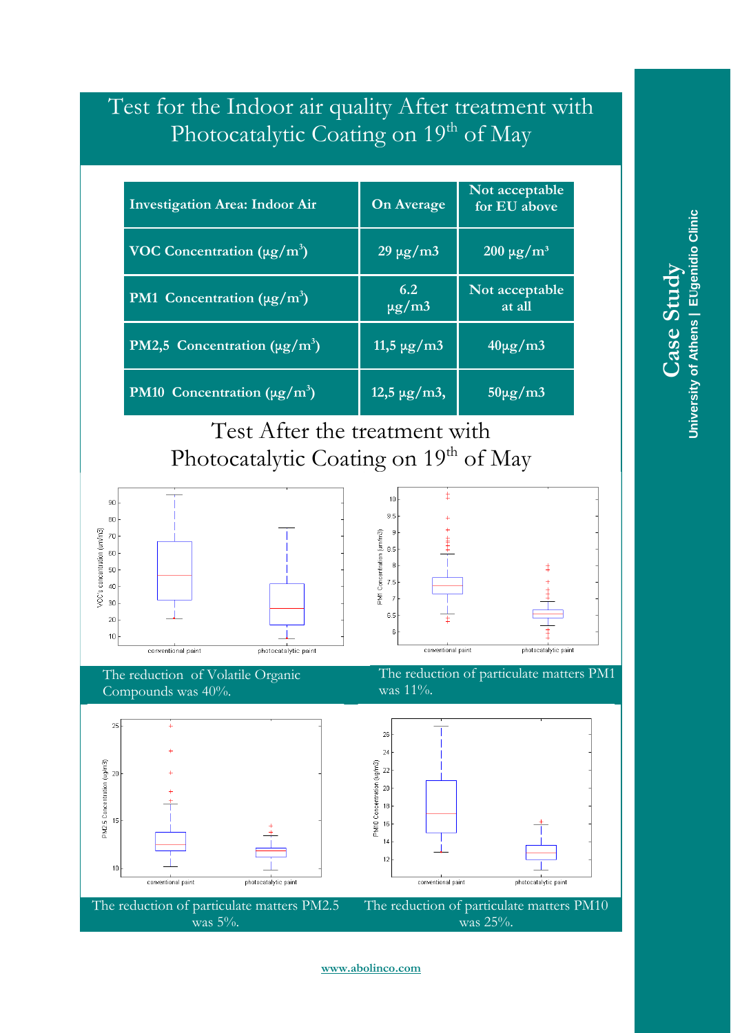# Test for the Indoor air quality After treatment with Photocatalytic Coating on 19th of May

| Investigation Area: Indoor Air | On Average | Not acceptable for EU above |
|---|---|---|
| VOC Concentration (μg/m³) | 29 μg/m3 | 200 μg/m³ |
| PM1 Concentration (μg/m³) | 6.2 μg/m3 | Not acceptable at all |
| PM2,5 Concentration (μg/m³) | 11,5 μg/m3 | 40μg/m3 |
| PM10 Concentration (μg/m³) | 12,5 μg/m3, | 50μg/m3 |

## Test After the treatment with Photocatalytic Coating on 19th of May

The reduction of Volatile Organic Compounds was 40%.

The reduction of particulate matters PM1 was 11%.

The reduction of particulate matters PM2.5 was 5%.

The reduction of particulate matters PM10 was 25%.

Case Study

University of Athens | EUgenidio Clinic

www.abolinco.com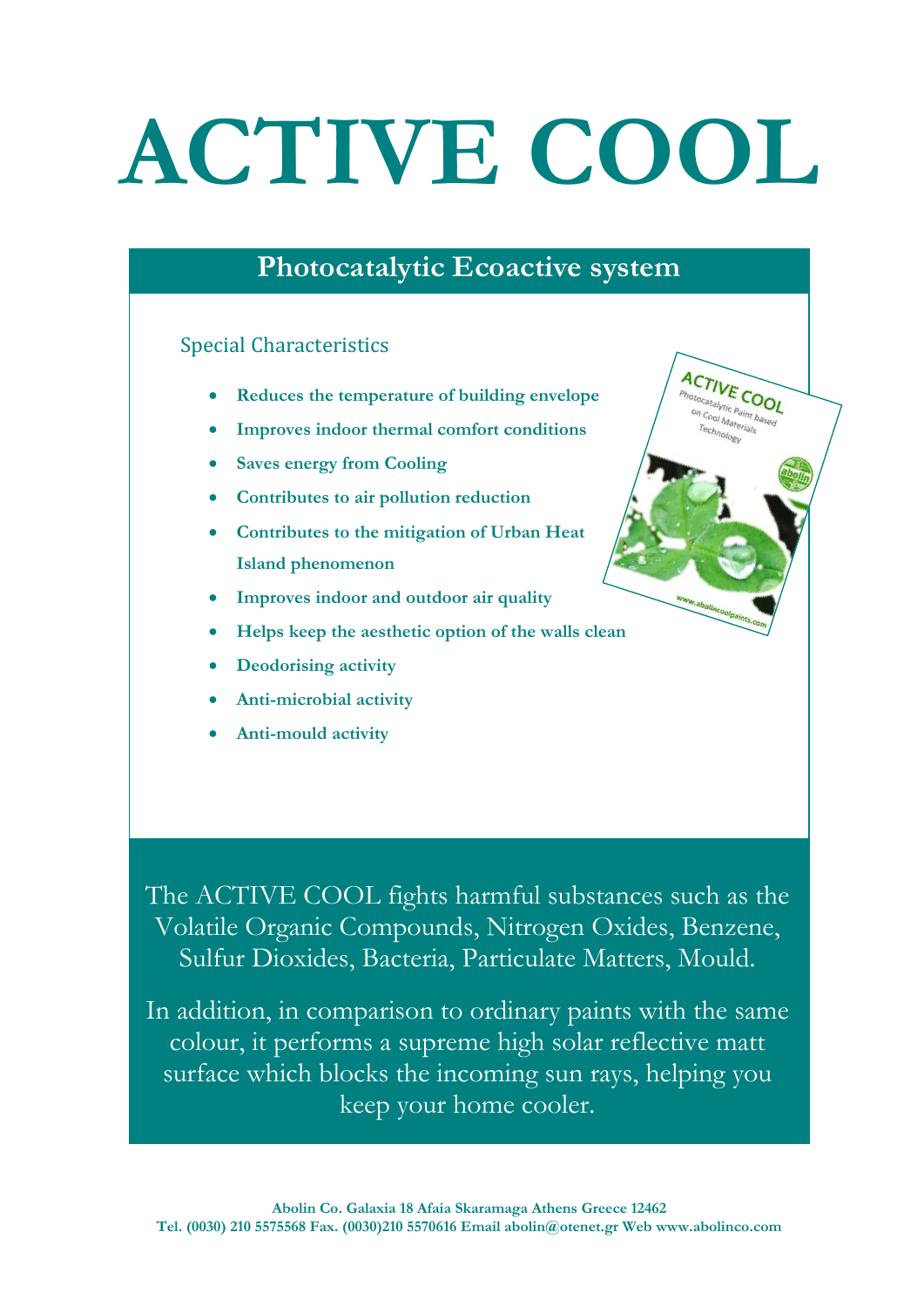# ACTIVE COOL

## Photocatalytic Ecoactive system

Special Characteristics

- **Reduces the temperature of building envelope**
- **Improves indoor thermal comfort conditions**
- **Saves energy from Cooling**
- **Contributes to air pollution reduction**
- **Contributes to the mitigation of Urban Heat Island phenomenon**
- **Improves indoor and outdoor air quality**
- **Helps keep the aesthetic option of the walls clean**
- **Deodorising activity**
- **Anti-microbial activity**
- **Anti-mould activity**

The ACTIVE COOL fights harmful substances such as the Volatile Organic Compounds, Nitrogen Oxides, Benzene, Sulfur Dioxides, Bacteria, Particulate Matters, Mould.

In addition, in comparison to ordinary paints with the same colour, it performs a supreme high solar reflective matt surface which blocks the incoming sun rays, helping you keep your home cooler.

**Abolin Co. Galaxia 18 Afaia Skaramaga Athens Greece 12462**
**Tel. (0030) 210 5575568 Fax. (0030)210 5570616 Email abolin@otenet.gr Web www.abolinco.com**